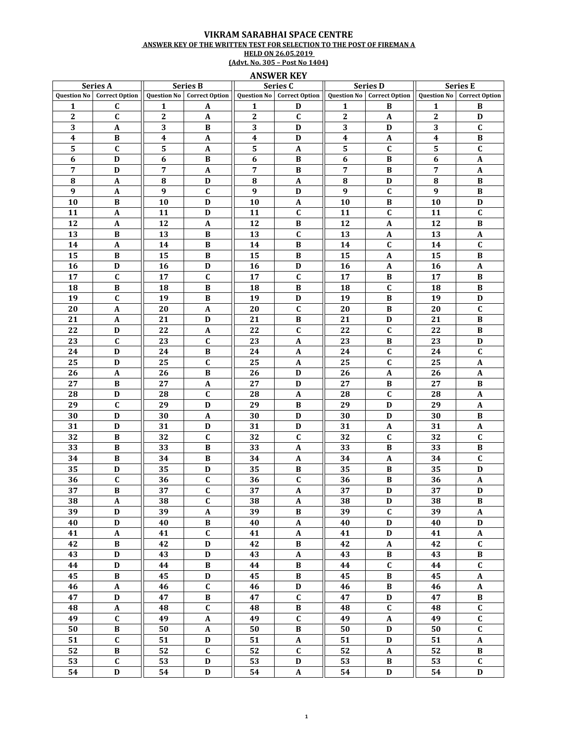# VIKRAM SARABHAI SPACE CENTRE

**ANSWER KEY OF THE WRITTEN TEST FOR SELECTION TO THE POST OF FIREMAN A**

**HELD ON 26.05.2019**

**(Advt. No. 305 – Post No 1404)**

## ANSWER KEY

| Series A | | Series B | | Series C | | Series D | | Series E | |
|---|---|---|---|---|---|---|---|---|---|
| Question No | Correct Option | Question No | Correct Option | Question No | Correct Option | Question No | Correct Option | Question No | Correct Option |
| 1 | C | 1 | A | 1 | D | 1 | B | 1 | B |
| 2 | C | 2 | A | 2 | C | 2 | A | 2 | D |
| 3 | A | 3 | B | 3 | D | 3 | D | 3 | C |
| 4 | B | 4 | A | 4 | D | 4 | A | 4 | B |
| 5 | C | 5 | A | 5 | A | 5 | C | 5 | C |
| 6 | D | 6 | B | 6 | B | 6 | B | 6 | A |
| 7 | D | 7 | A | 7 | B | 7 | B | 7 | A |
| 8 | A | 8 | D | 8 | A | 8 | D | 8 | B |
| 9 | A | 9 | C | 9 | D | 9 | C | 9 | B |
| 10 | B | 10 | D | 10 | A | 10 | B | 10 | D |
| 11 | A | 11 | D | 11 | C | 11 | C | 11 | C |
| 12 | A | 12 | A | 12 | B | 12 | A | 12 | B |
| 13 | B | 13 | B | 13 | C | 13 | A | 13 | A |
| 14 | A | 14 | B | 14 | B | 14 | C | 14 | C |
| 15 | B | 15 | B | 15 | B | 15 | A | 15 | B |
| 16 | D | 16 | D | 16 | D | 16 | A | 16 | A |
| 17 | C | 17 | C | 17 | C | 17 | B | 17 | B |
| 18 | B | 18 | B | 18 | B | 18 | C | 18 | B |
| 19 | C | 19 | B | 19 | D | 19 | B | 19 | D |
| 20 | A | 20 | A | 20 | C | 20 | B | 20 | C |
| 21 | A | 21 | D | 21 | B | 21 | D | 21 | B |
| 22 | D | 22 | A | 22 | C | 22 | C | 22 | B |
| 23 | C | 23 | C | 23 | A | 23 | B | 23 | D |
| 24 | D | 24 | B | 24 | A | 24 | C | 24 | C |
| 25 | D | 25 | C | 25 | A | 25 | C | 25 | A |
| 26 | A | 26 | B | 26 | D | 26 | A | 26 | A |
| 27 | B | 27 | A | 27 | D | 27 | B | 27 | B |
| 28 | D | 28 | C | 28 | A | 28 | C | 28 | A |
| 29 | C | 29 | D | 29 | B | 29 | D | 29 | A |
| 30 | D | 30 | A | 30 | D | 30 | D | 30 | B |
| 31 | D | 31 | D | 31 | D | 31 | A | 31 | A |
| 32 | B | 32 | C | 32 | C | 32 | C | 32 | C |
| 33 | B | 33 | B | 33 | A | 33 | B | 33 | B |
| 34 | B | 34 | B | 34 | A | 34 | A | 34 | C |
| 35 | D | 35 | D | 35 | B | 35 | B | 35 | D |
| 36 | C | 36 | C | 36 | C | 36 | B | 36 | A |
| 37 | B | 37 | C | 37 | A | 37 | D | 37 | D |
| 38 | A | 38 | C | 38 | A | 38 | D | 38 | B |
| 39 | D | 39 | A | 39 | B | 39 | C | 39 | A |
| 40 | D | 40 | B | 40 | A | 40 | D | 40 | D |
| 41 | A | 41 | C | 41 | A | 41 | D | 41 | A |
| 42 | B | 42 | D | 42 | B | 42 | A | 42 | C |
| 43 | D | 43 | D | 43 | A | 43 | B | 43 | B |
| 44 | D | 44 | B | 44 | B | 44 | C | 44 | C |
| 45 | B | 45 | D | 45 | B | 45 | B | 45 | A |
| 46 | A | 46 | C | 46 | D | 46 | B | 46 | A |
| 47 | D | 47 | B | 47 | C | 47 | D | 47 | B |
| 48 | A | 48 | C | 48 | B | 48 | C | 48 | C |
| 49 | C | 49 | A | 49 | C | 49 | A | 49 | C |
| 50 | B | 50 | A | 50 | B | 50 | D | 50 | C |
| 51 | C | 51 | D | 51 | A | 51 | D | 51 | A |
| 52 | B | 52 | C | 52 | C | 52 | A | 52 | B |
| 53 | C | 53 | D | 53 | D | 53 | B | 53 | C |
| 54 | D | 54 | D | 54 | A | 54 | D | 54 | D |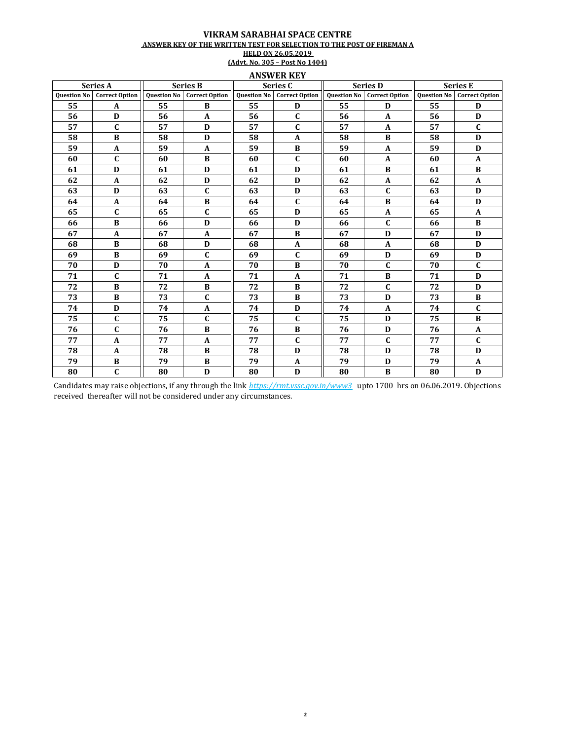**VIKRAM SARABHAI SPACE CENTRE**

**ANSWER KEY OF THE WRITTEN TEST FOR SELECTION TO THE POST OF FIREMAN A**

**HELD ON 26.05.2019**

**(Advt. No. 305 – Post No 1404)**

**ANSWER KEY**

| Series A | | Series B | | Series C | | Series D | | Series E | |
|---|---|---|---|---|---|---|---|---|---|
| Question No | Correct Option | Question No | Correct Option | Question No | Correct Option | Question No | Correct Option | Question No | Correct Option |
| 55 | A | 55 | B | 55 | D | 55 | D | 55 | D |
| 56 | D | 56 | A | 56 | C | 56 | A | 56 | D |
| 57 | C | 57 | D | 57 | C | 57 | A | 57 | C |
| 58 | B | 58 | D | 58 | A | 58 | B | 58 | D |
| 59 | A | 59 | A | 59 | B | 59 | A | 59 | D |
| 60 | C | 60 | B | 60 | C | 60 | A | 60 | A |
| 61 | D | 61 | D | 61 | D | 61 | B | 61 | B |
| 62 | A | 62 | D | 62 | D | 62 | A | 62 | A |
| 63 | D | 63 | C | 63 | D | 63 | C | 63 | D |
| 64 | A | 64 | B | 64 | C | 64 | B | 64 | D |
| 65 | C | 65 | C | 65 | D | 65 | A | 65 | A |
| 66 | B | 66 | D | 66 | D | 66 | C | 66 | B |
| 67 | A | 67 | A | 67 | B | 67 | D | 67 | D |
| 68 | B | 68 | D | 68 | A | 68 | A | 68 | D |
| 69 | B | 69 | C | 69 | C | 69 | D | 69 | D |
| 70 | D | 70 | A | 70 | B | 70 | C | 70 | C |
| 71 | C | 71 | A | 71 | A | 71 | B | 71 | D |
| 72 | B | 72 | B | 72 | B | 72 | C | 72 | D |
| 73 | B | 73 | C | 73 | B | 73 | D | 73 | B |
| 74 | D | 74 | A | 74 | D | 74 | A | 74 | C |
| 75 | C | 75 | C | 75 | C | 75 | D | 75 | B |
| 76 | C | 76 | B | 76 | B | 76 | D | 76 | A |
| 77 | A | 77 | A | 77 | C | 77 | C | 77 | C |
| 78 | A | 78 | B | 78 | D | 78 | D | 78 | D |
| 79 | B | 79 | B | 79 | A | 79 | D | 79 | A |
| 80 | C | 80 | D | 80 | D | 80 | B | 80 | D |

Candidates may raise objections, if any through the link *https://rmt.vssc.gov.in/www3* upto 1700 hrs on 06.06.2019. Objections received thereafter will not be considered under any circumstances.